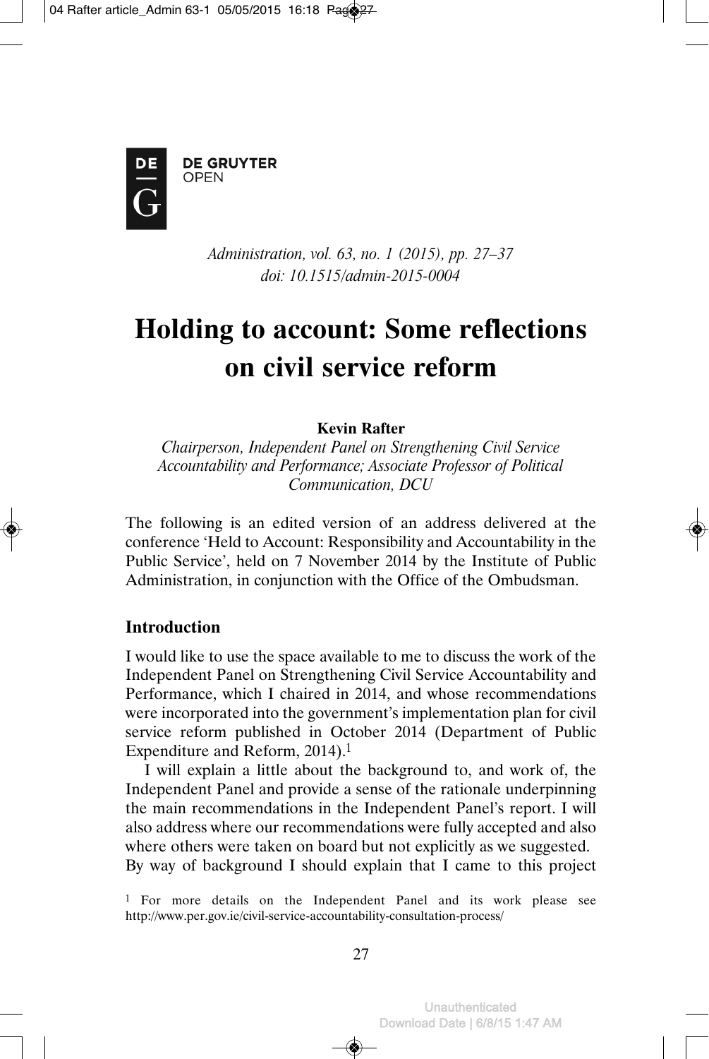*Administration, vol. 63, no. 1 (2015), pp. 27–37*
*doi: 10.1515/admin-2015-0004*

# Holding to account: Some reflections on civil service reform

**Kevin Rafter**

*Chairperson, Independent Panel on Strengthening Civil Service Accountability and Performance; Associate Professor of Political Communication, DCU*

The following is an edited version of an address delivered at the conference 'Held to Account: Responsibility and Accountability in the Public Service', held on 7 November 2014 by the Institute of Public Administration, in conjunction with the Office of the Ombudsman.

## Introduction

I would like to use the space available to me to discuss the work of the Independent Panel on Strengthening Civil Service Accountability and Performance, which I chaired in 2014, and whose recommendations were incorporated into the government's implementation plan for civil service reform published in October 2014 (Department of Public Expenditure and Reform, 2014).[1]

I will explain a little about the background to, and work of, the Independent Panel and provide a sense of the rationale underpinning the main recommendations in the Independent Panel's report. I will also address where our recommendations were fully accepted and also where others were taken on board but not explicitly as we suggested. By way of background I should explain that I came to this project

[1] For more details on the Independent Panel and its work please see http://www.per.gov.ie/civil-service-accountability-consultation-process/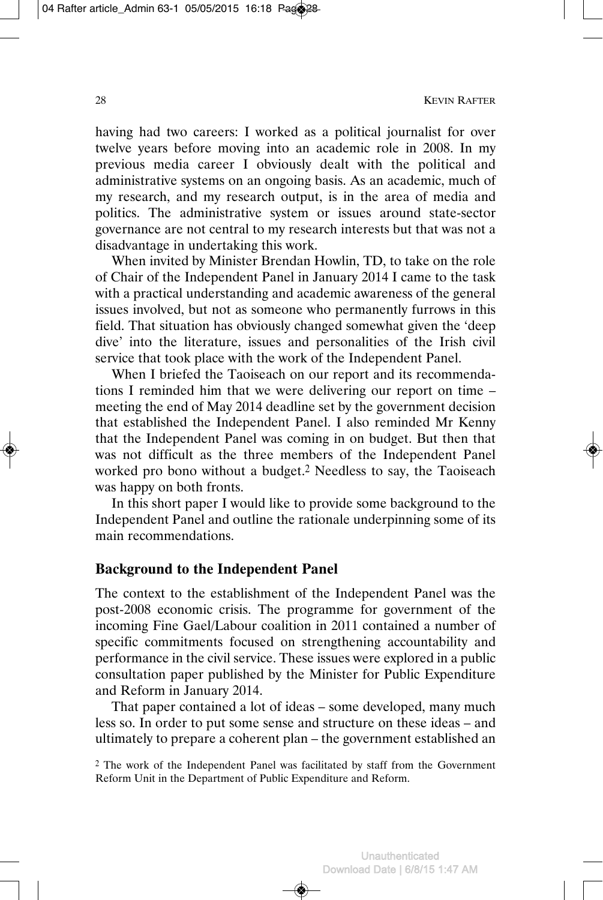having had two careers: I worked as a political journalist for over twelve years before moving into an academic role in 2008. In my previous media career I obviously dealt with the political and administrative systems on an ongoing basis. As an academic, much of my research, and my research output, is in the area of media and politics. The administrative system or issues around state-sector governance are not central to my research interests but that was not a disadvantage in undertaking this work.

When invited by Minister Brendan Howlin, TD, to take on the role of Chair of the Independent Panel in January 2014 I came to the task with a practical understanding and academic awareness of the general issues involved, but not as someone who permanently furrows in this field. That situation has obviously changed somewhat given the 'deep dive' into the literature, issues and personalities of the Irish civil service that took place with the work of the Independent Panel.

When I briefed the Taoiseach on our report and its recommendations I reminded him that we were delivering our report on time – meeting the end of May 2014 deadline set by the government decision that established the Independent Panel. I also reminded Mr Kenny that the Independent Panel was coming in on budget. But then that was not difficult as the three members of the Independent Panel worked pro bono without a budget.[2] Needless to say, the Taoiseach was happy on both fronts.

In this short paper I would like to provide some background to the Independent Panel and outline the rationale underpinning some of its main recommendations.

## Background to the Independent Panel

The context to the establishment of the Independent Panel was the post-2008 economic crisis. The programme for government of the incoming Fine Gael/Labour coalition in 2011 contained a number of specific commitments focused on strengthening accountability and performance in the civil service. These issues were explored in a public consultation paper published by the Minister for Public Expenditure and Reform in January 2014.

That paper contained a lot of ideas – some developed, many much less so. In order to put some sense and structure on these ideas – and ultimately to prepare a coherent plan – the government established an

[2] The work of the Independent Panel was facilitated by staff from the Government Reform Unit in the Department of Public Expenditure and Reform.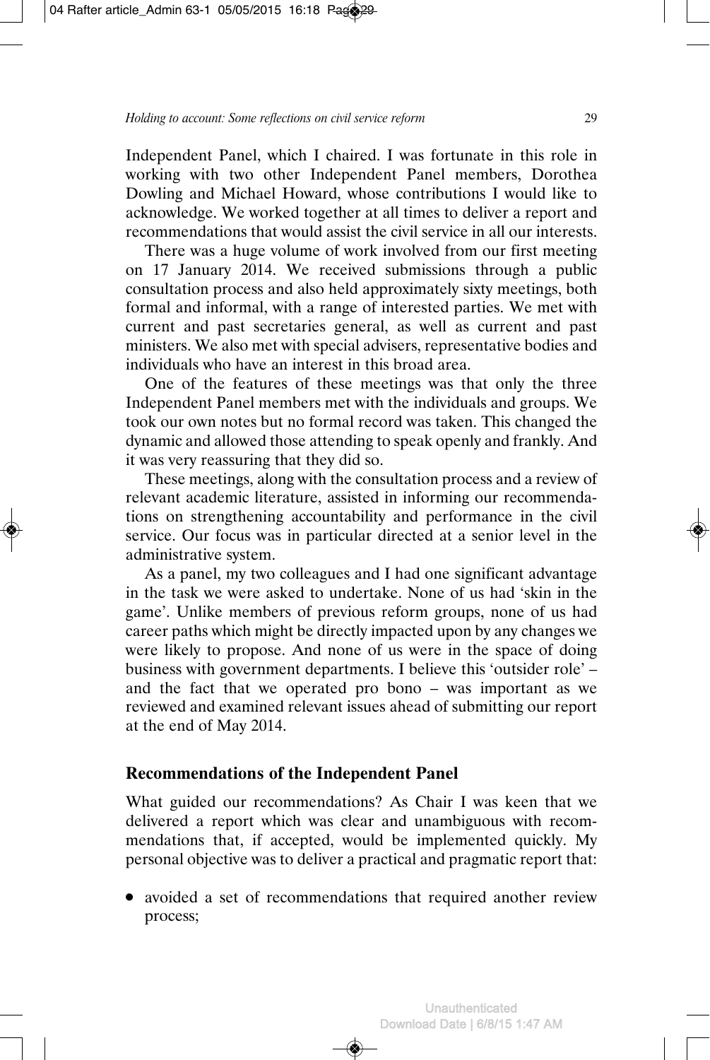Independent Panel, which I chaired. I was fortunate in this role in working with two other Independent Panel members, Dorothea Dowling and Michael Howard, whose contributions I would like to acknowledge. We worked together at all times to deliver a report and recommendations that would assist the civil service in all our interests.

There was a huge volume of work involved from our first meeting on 17 January 2014. We received submissions through a public consultation process and also held approximately sixty meetings, both formal and informal, with a range of interested parties. We met with current and past secretaries general, as well as current and past ministers. We also met with special advisers, representative bodies and individuals who have an interest in this broad area.

One of the features of these meetings was that only the three Independent Panel members met with the individuals and groups. We took our own notes but no formal record was taken. This changed the dynamic and allowed those attending to speak openly and frankly. And it was very reassuring that they did so.

These meetings, along with the consultation process and a review of relevant academic literature, assisted in informing our recommendations on strengthening accountability and performance in the civil service. Our focus was in particular directed at a senior level in the administrative system.

As a panel, my two colleagues and I had one significant advantage in the task we were asked to undertake. None of us had 'skin in the game'. Unlike members of previous reform groups, none of us had career paths which might be directly impacted upon by any changes we were likely to propose. And none of us were in the space of doing business with government departments. I believe this 'outsider role' – and the fact that we operated pro bono – was important as we reviewed and examined relevant issues ahead of submitting our report at the end of May 2014.

## Recommendations of the Independent Panel

What guided our recommendations? As Chair I was keen that we delivered a report which was clear and unambiguous with recommendations that, if accepted, would be implemented quickly. My personal objective was to deliver a practical and pragmatic report that:

- avoided a set of recommendations that required another review process;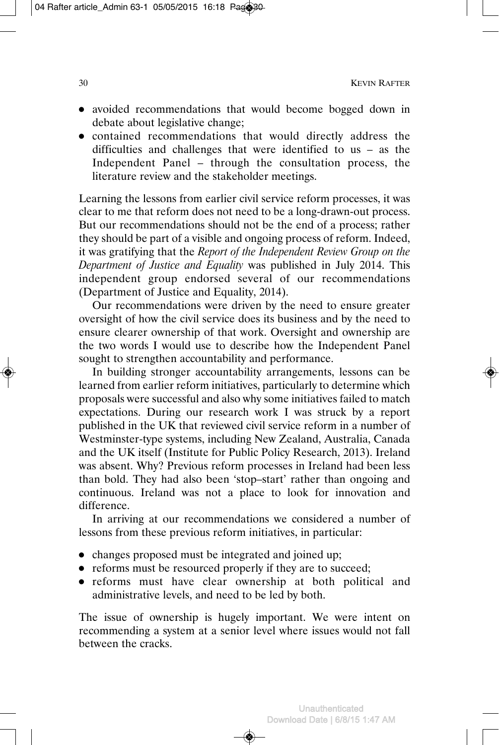- avoided recommendations that would become bogged down in debate about legislative change;
- contained recommendations that would directly address the difficulties and challenges that were identified to us – as the Independent Panel – through the consultation process, the literature review and the stakeholder meetings.

Learning the lessons from earlier civil service reform processes, it was clear to me that reform does not need to be a long-drawn-out process. But our recommendations should not be the end of a process; rather they should be part of a visible and ongoing process of reform. Indeed, it was gratifying that the *Report of the Independent Review Group on the Department of Justice and Equality* was published in July 2014. This independent group endorsed several of our recommendations (Department of Justice and Equality, 2014).

Our recommendations were driven by the need to ensure greater oversight of how the civil service does its business and by the need to ensure clearer ownership of that work. Oversight and ownership are the two words I would use to describe how the Independent Panel sought to strengthen accountability and performance.

In building stronger accountability arrangements, lessons can be learned from earlier reform initiatives, particularly to determine which proposals were successful and also why some initiatives failed to match expectations. During our research work I was struck by a report published in the UK that reviewed civil service reform in a number of Westminster-type systems, including New Zealand, Australia, Canada and the UK itself (Institute for Public Policy Research, 2013). Ireland was absent. Why? Previous reform processes in Ireland had been less than bold. They had also been 'stop–start' rather than ongoing and continuous. Ireland was not a place to look for innovation and difference.

In arriving at our recommendations we considered a number of lessons from these previous reform initiatives, in particular:

- changes proposed must be integrated and joined up;
- reforms must be resourced properly if they are to succeed;
- reforms must have clear ownership at both political and administrative levels, and need to be led by both.

The issue of ownership is hugely important. We were intent on recommending a system at a senior level where issues would not fall between the cracks.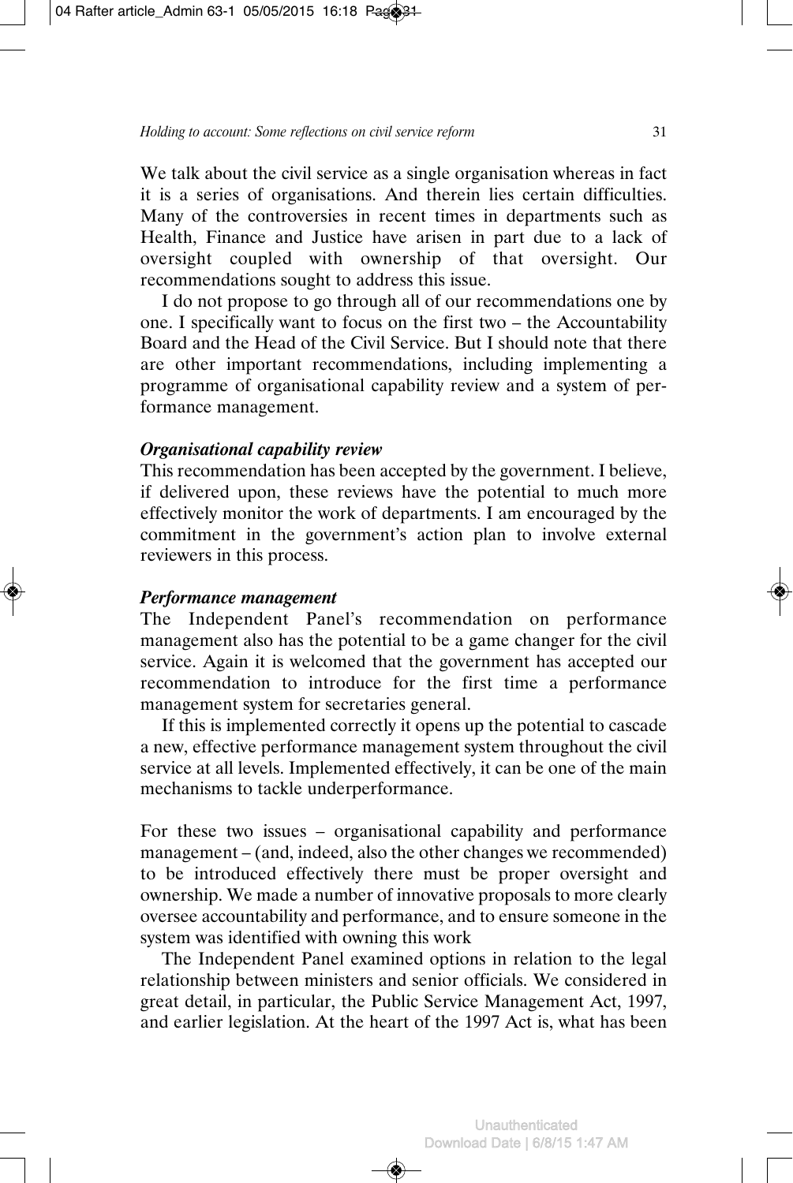We talk about the civil service as a single organisation whereas in fact it is a series of organisations. And therein lies certain difficulties. Many of the controversies in recent times in departments such as Health, Finance and Justice have arisen in part due to a lack of oversight coupled with ownership of that oversight. Our recommendations sought to address this issue.

I do not propose to go through all of our recommendations one by one. I specifically want to focus on the first two – the Accountability Board and the Head of the Civil Service. But I should note that there are other important recommendations, including implementing a programme of organisational capability review and a system of performance management.

### *Organisational capability review*

This recommendation has been accepted by the government. I believe, if delivered upon, these reviews have the potential to much more effectively monitor the work of departments. I am encouraged by the commitment in the government's action plan to involve external reviewers in this process.

### *Performance management*

The Independent Panel's recommendation on performance management also has the potential to be a game changer for the civil service. Again it is welcomed that the government has accepted our recommendation to introduce for the first time a performance management system for secretaries general.

If this is implemented correctly it opens up the potential to cascade a new, effective performance management system throughout the civil service at all levels. Implemented effectively, it can be one of the main mechanisms to tackle underperformance.

For these two issues – organisational capability and performance management – (and, indeed, also the other changes we recommended) to be introduced effectively there must be proper oversight and ownership. We made a number of innovative proposals to more clearly oversee accountability and performance, and to ensure someone in the system was identified with owning this work

The Independent Panel examined options in relation to the legal relationship between ministers and senior officials. We considered in great detail, in particular, the Public Service Management Act, 1997, and earlier legislation. At the heart of the 1997 Act is, what has been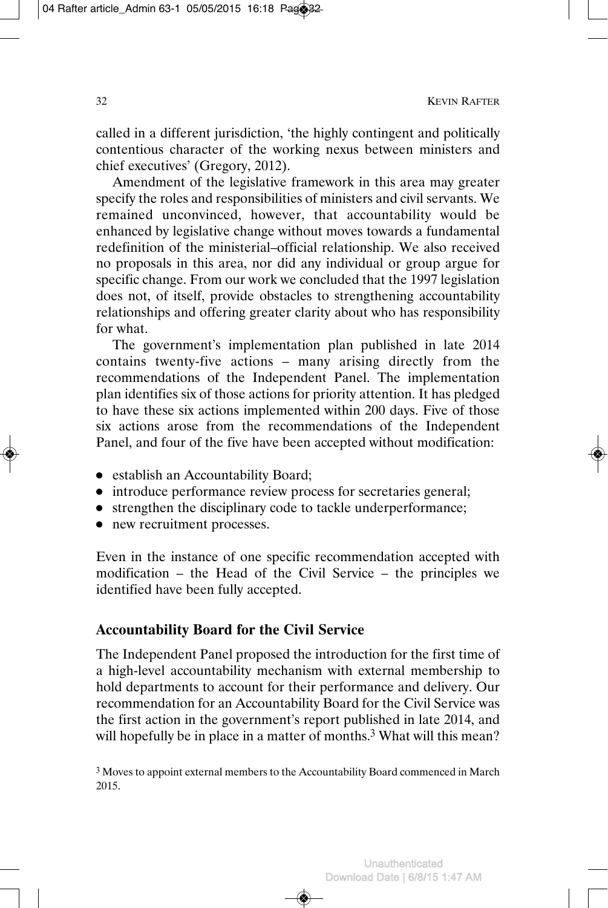called in a different jurisdiction, 'the highly contingent and politically contentious character of the working nexus between ministers and chief executives' (Gregory, 2012).

Amendment of the legislative framework in this area may greater specify the roles and responsibilities of ministers and civil servants. We remained unconvinced, however, that accountability would be enhanced by legislative change without moves towards a fundamental redefinition of the ministerial–official relationship. We also received no proposals in this area, nor did any individual or group argue for specific change. From our work we concluded that the 1997 legislation does not, of itself, provide obstacles to strengthening accountability relationships and offering greater clarity about who has responsibility for what.

The government's implementation plan published in late 2014 contains twenty-five actions – many arising directly from the recommendations of the Independent Panel. The implementation plan identifies six of those actions for priority attention. It has pledged to have these six actions implemented within 200 days. Five of those six actions arose from the recommendations of the Independent Panel, and four of the five have been accepted without modification:

- establish an Accountability Board;
- introduce performance review process for secretaries general;
- strengthen the disciplinary code to tackle underperformance;
- new recruitment processes.

Even in the instance of one specific recommendation accepted with modification – the Head of the Civil Service – the principles we identified have been fully accepted.

## Accountability Board for the Civil Service

The Independent Panel proposed the introduction for the first time of a high-level accountability mechanism with external membership to hold departments to account for their performance and delivery. Our recommendation for an Accountability Board for the Civil Service was the first action in the government's report published in late 2014, and will hopefully be in place in a matter of months.[3] What will this mean?

[3] Moves to appoint external members to the Accountability Board commenced in March 2015.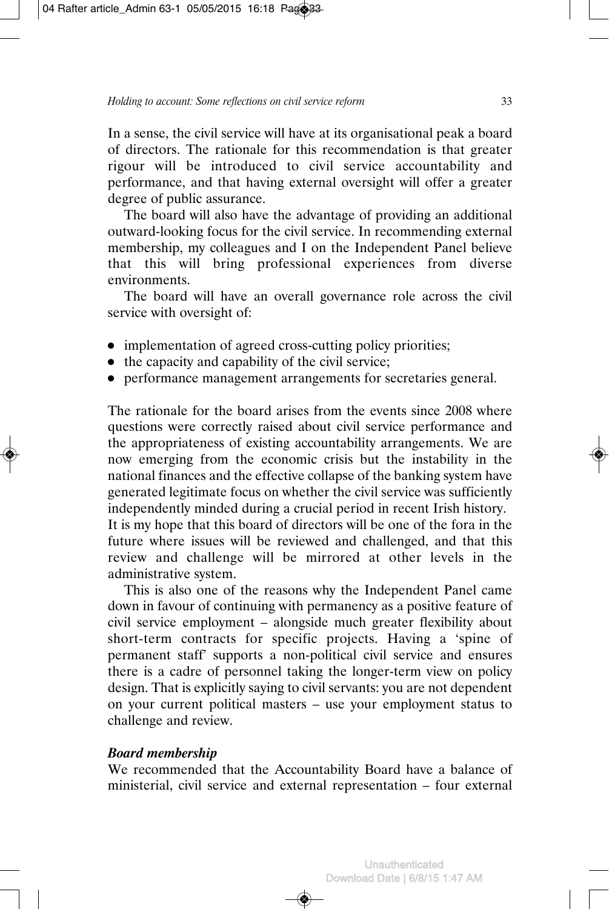In a sense, the civil service will have at its organisational peak a board of directors. The rationale for this recommendation is that greater rigour will be introduced to civil service accountability and performance, and that having external oversight will offer a greater degree of public assurance.

The board will also have the advantage of providing an additional outward-looking focus for the civil service. In recommending external membership, my colleagues and I on the Independent Panel believe that this will bring professional experiences from diverse environments.

The board will have an overall governance role across the civil service with oversight of:

- implementation of agreed cross-cutting policy priorities;
- the capacity and capability of the civil service;
- performance management arrangements for secretaries general.

The rationale for the board arises from the events since 2008 where questions were correctly raised about civil service performance and the appropriateness of existing accountability arrangements. We are now emerging from the economic crisis but the instability in the national finances and the effective collapse of the banking system have generated legitimate focus on whether the civil service was sufficiently independently minded during a crucial period in recent Irish history.

It is my hope that this board of directors will be one of the fora in the future where issues will be reviewed and challenged, and that this review and challenge will be mirrored at other levels in the administrative system.

This is also one of the reasons why the Independent Panel came down in favour of continuing with permanency as a positive feature of civil service employment – alongside much greater flexibility about short-term contracts for specific projects. Having a 'spine of permanent staff' supports a non-political civil service and ensures there is a cadre of personnel taking the longer-term view on policy design. That is explicitly saying to civil servants: you are not dependent on your current political masters – use your employment status to challenge and review.

### *Board membership*

We recommended that the Accountability Board have a balance of ministerial, civil service and external representation – four external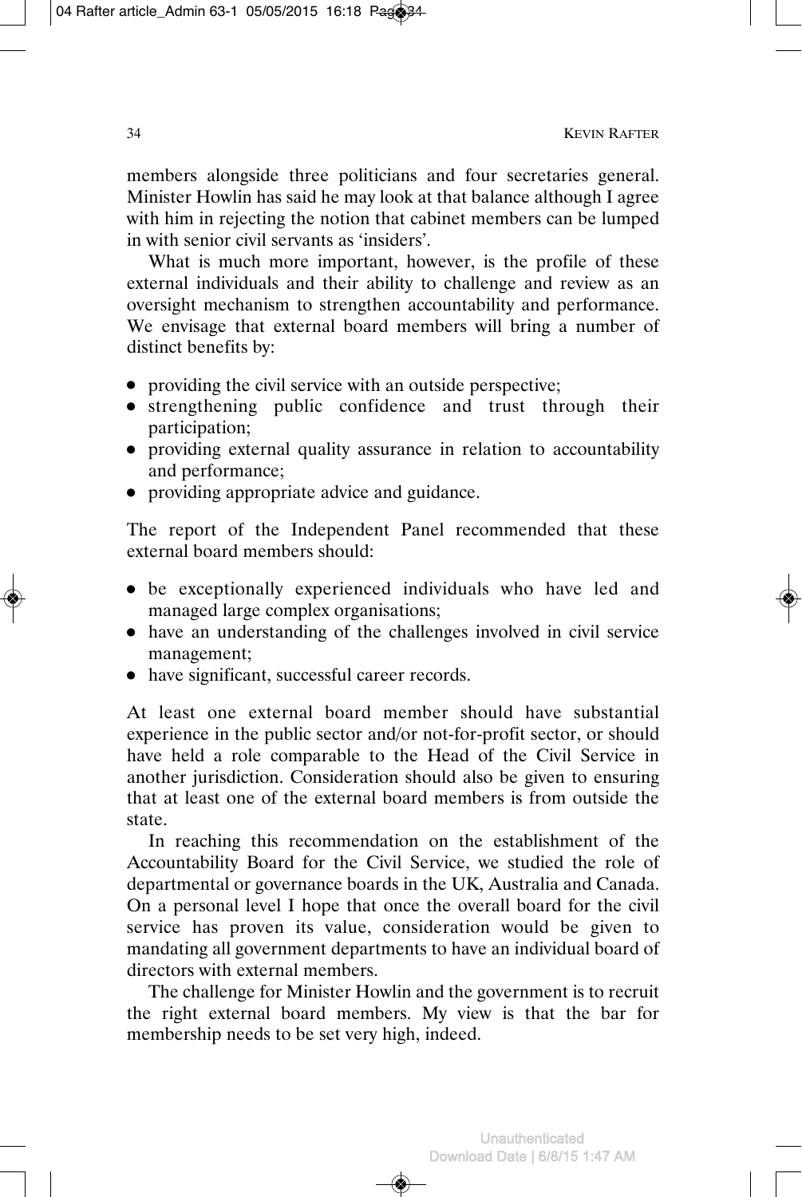members alongside three politicians and four secretaries general. Minister Howlin has said he may look at that balance although I agree with him in rejecting the notion that cabinet members can be lumped in with senior civil servants as 'insiders'.

What is much more important, however, is the profile of these external individuals and their ability to challenge and review as an oversight mechanism to strengthen accountability and performance. We envisage that external board members will bring a number of distinct benefits by:

- providing the civil service with an outside perspective;
- strengthening public confidence and trust through their participation;
- providing external quality assurance in relation to accountability and performance;
- providing appropriate advice and guidance.

The report of the Independent Panel recommended that these external board members should:

- be exceptionally experienced individuals who have led and managed large complex organisations;
- have an understanding of the challenges involved in civil service management;
- have significant, successful career records.

At least one external board member should have substantial experience in the public sector and/or not-for-profit sector, or should have held a role comparable to the Head of the Civil Service in another jurisdiction. Consideration should also be given to ensuring that at least one of the external board members is from outside the state.

In reaching this recommendation on the establishment of the Accountability Board for the Civil Service, we studied the role of departmental or governance boards in the UK, Australia and Canada. On a personal level I hope that once the overall board for the civil service has proven its value, consideration would be given to mandating all government departments to have an individual board of directors with external members.

The challenge for Minister Howlin and the government is to recruit the right external board members. My view is that the bar for membership needs to be set very high, indeed.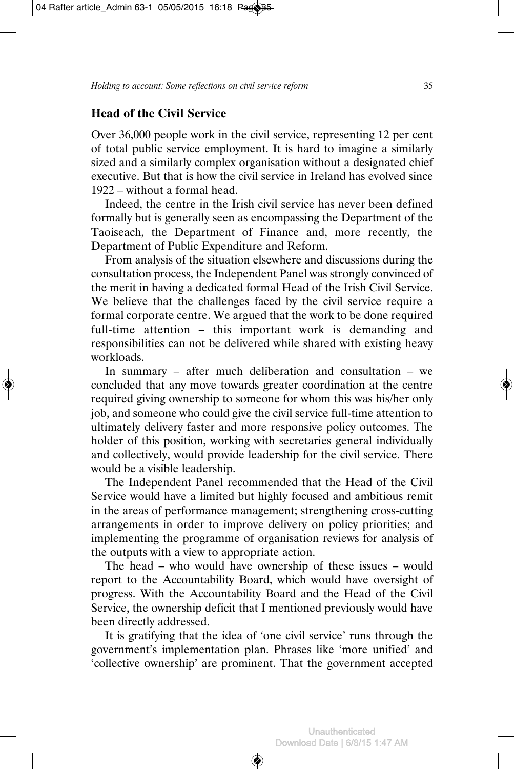## Head of the Civil Service

Over 36,000 people work in the civil service, representing 12 per cent of total public service employment. It is hard to imagine a similarly sized and a similarly complex organisation without a designated chief executive. But that is how the civil service in Ireland has evolved since 1922 – without a formal head.

Indeed, the centre in the Irish civil service has never been defined formally but is generally seen as encompassing the Department of the Taoiseach, the Department of Finance and, more recently, the Department of Public Expenditure and Reform.

From analysis of the situation elsewhere and discussions during the consultation process, the Independent Panel was strongly convinced of the merit in having a dedicated formal Head of the Irish Civil Service. We believe that the challenges faced by the civil service require a formal corporate centre. We argued that the work to be done required full-time attention – this important work is demanding and responsibilities can not be delivered while shared with existing heavy workloads.

In summary – after much deliberation and consultation – we concluded that any move towards greater coordination at the centre required giving ownership to someone for whom this was his/her only job, and someone who could give the civil service full-time attention to ultimately delivery faster and more responsive policy outcomes. The holder of this position, working with secretaries general individually and collectively, would provide leadership for the civil service. There would be a visible leadership.

The Independent Panel recommended that the Head of the Civil Service would have a limited but highly focused and ambitious remit in the areas of performance management; strengthening cross-cutting arrangements in order to improve delivery on policy priorities; and implementing the programme of organisation reviews for analysis of the outputs with a view to appropriate action.

The head – who would have ownership of these issues – would report to the Accountability Board, which would have oversight of progress. With the Accountability Board and the Head of the Civil Service, the ownership deficit that I mentioned previously would have been directly addressed.

It is gratifying that the idea of 'one civil service' runs through the government's implementation plan. Phrases like 'more unified' and 'collective ownership' are prominent. That the government accepted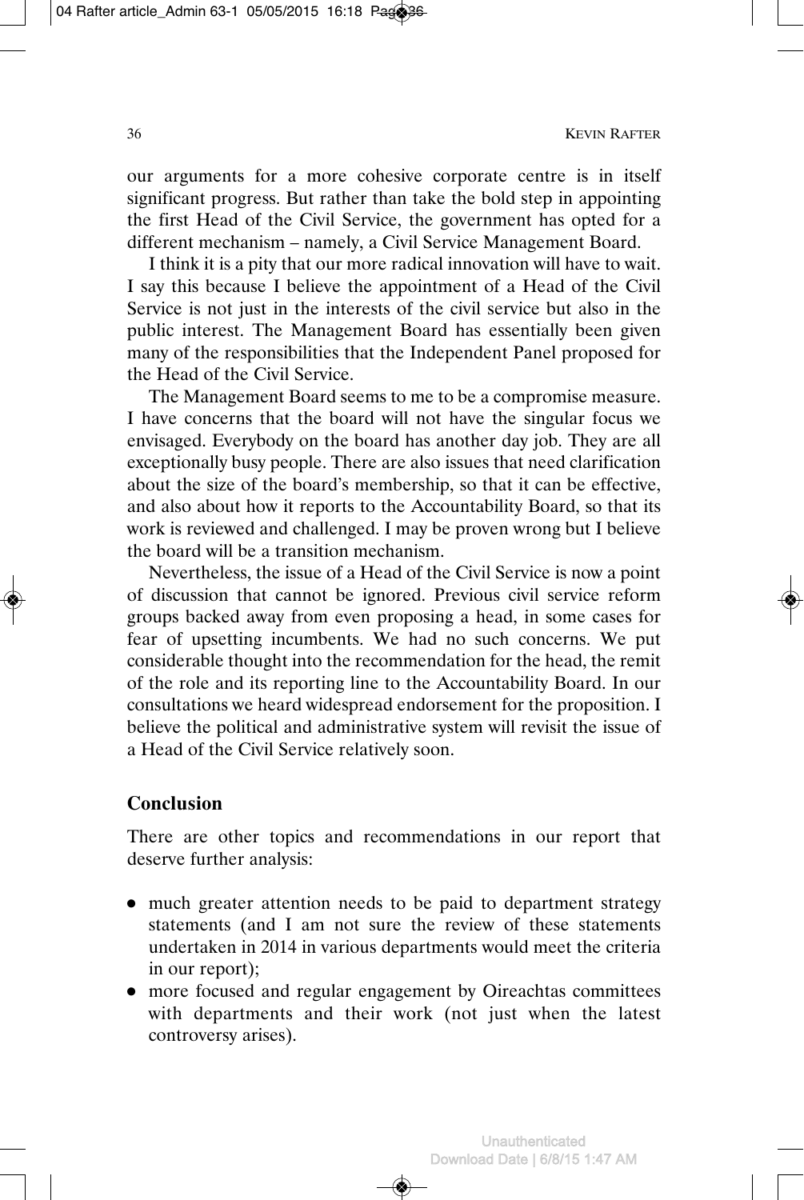our arguments for a more cohesive corporate centre is in itself significant progress. But rather than take the bold step in appointing the first Head of the Civil Service, the government has opted for a different mechanism – namely, a Civil Service Management Board.

I think it is a pity that our more radical innovation will have to wait. I say this because I believe the appointment of a Head of the Civil Service is not just in the interests of the civil service but also in the public interest. The Management Board has essentially been given many of the responsibilities that the Independent Panel proposed for the Head of the Civil Service.

The Management Board seems to me to be a compromise measure. I have concerns that the board will not have the singular focus we envisaged. Everybody on the board has another day job. They are all exceptionally busy people. There are also issues that need clarification about the size of the board's membership, so that it can be effective, and also about how it reports to the Accountability Board, so that its work is reviewed and challenged. I may be proven wrong but I believe the board will be a transition mechanism.

Nevertheless, the issue of a Head of the Civil Service is now a point of discussion that cannot be ignored. Previous civil service reform groups backed away from even proposing a head, in some cases for fear of upsetting incumbents. We had no such concerns. We put considerable thought into the recommendation for the head, the remit of the role and its reporting line to the Accountability Board. In our consultations we heard widespread endorsement for the proposition. I believe the political and administrative system will revisit the issue of a Head of the Civil Service relatively soon.

## Conclusion

There are other topics and recommendations in our report that deserve further analysis:

- much greater attention needs to be paid to department strategy statements (and I am not sure the review of these statements undertaken in 2014 in various departments would meet the criteria in our report);
- more focused and regular engagement by Oireachtas committees with departments and their work (not just when the latest controversy arises).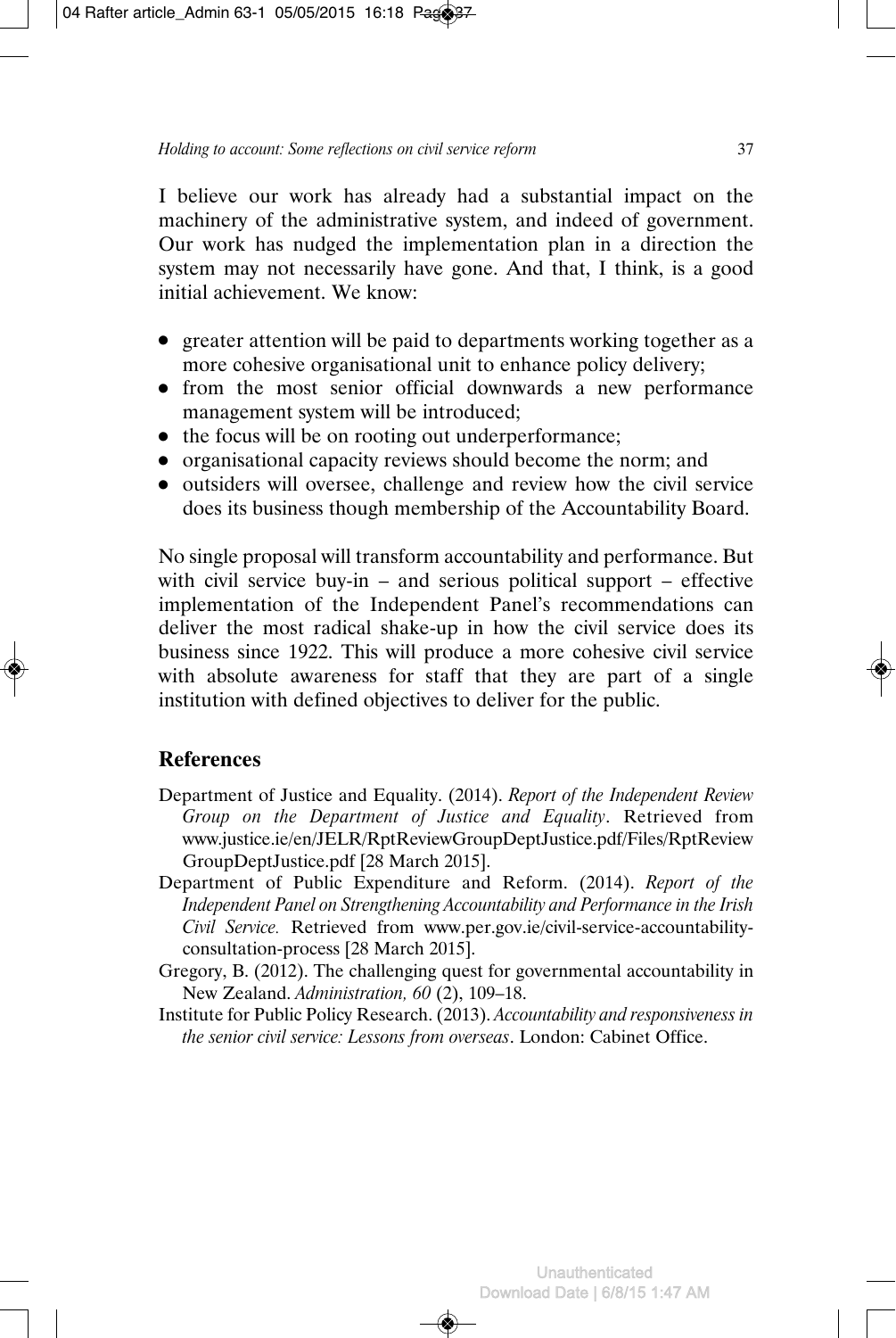I believe our work has already had a substantial impact on the machinery of the administrative system, and indeed of government. Our work has nudged the implementation plan in a direction the system may not necessarily have gone. And that, I think, is a good initial achievement. We know:

- greater attention will be paid to departments working together as a more cohesive organisational unit to enhance policy delivery;
- from the most senior official downwards a new performance management system will be introduced;
- the focus will be on rooting out underperformance;
- organisational capacity reviews should become the norm; and
- outsiders will oversee, challenge and review how the civil service does its business though membership of the Accountability Board.

No single proposal will transform accountability and performance. But with civil service buy-in – and serious political support – effective implementation of the Independent Panel's recommendations can deliver the most radical shake-up in how the civil service does its business since 1922. This will produce a more cohesive civil service with absolute awareness for staff that they are part of a single institution with defined objectives to deliver for the public.

## References

Department of Justice and Equality. (2014). *Report of the Independent Review Group on the Department of Justice and Equality*. Retrieved from www.justice.ie/en/JELR/RptReviewGroupDeptJustice.pdf/Files/RptReviewGroupDeptJustice.pdf [28 March 2015].

Department of Public Expenditure and Reform. (2014). *Report of the Independent Panel on Strengthening Accountability and Performance in the Irish Civil Service.* Retrieved from www.per.gov.ie/civil-service-accountability-consultation-process [28 March 2015].

Gregory, B. (2012). The challenging quest for governmental accountability in New Zealand. *Administration, 60* (2), 109–18.

Institute for Public Policy Research. (2013). *Accountability and responsiveness in the senior civil service: Lessons from overseas*. London: Cabinet Office.